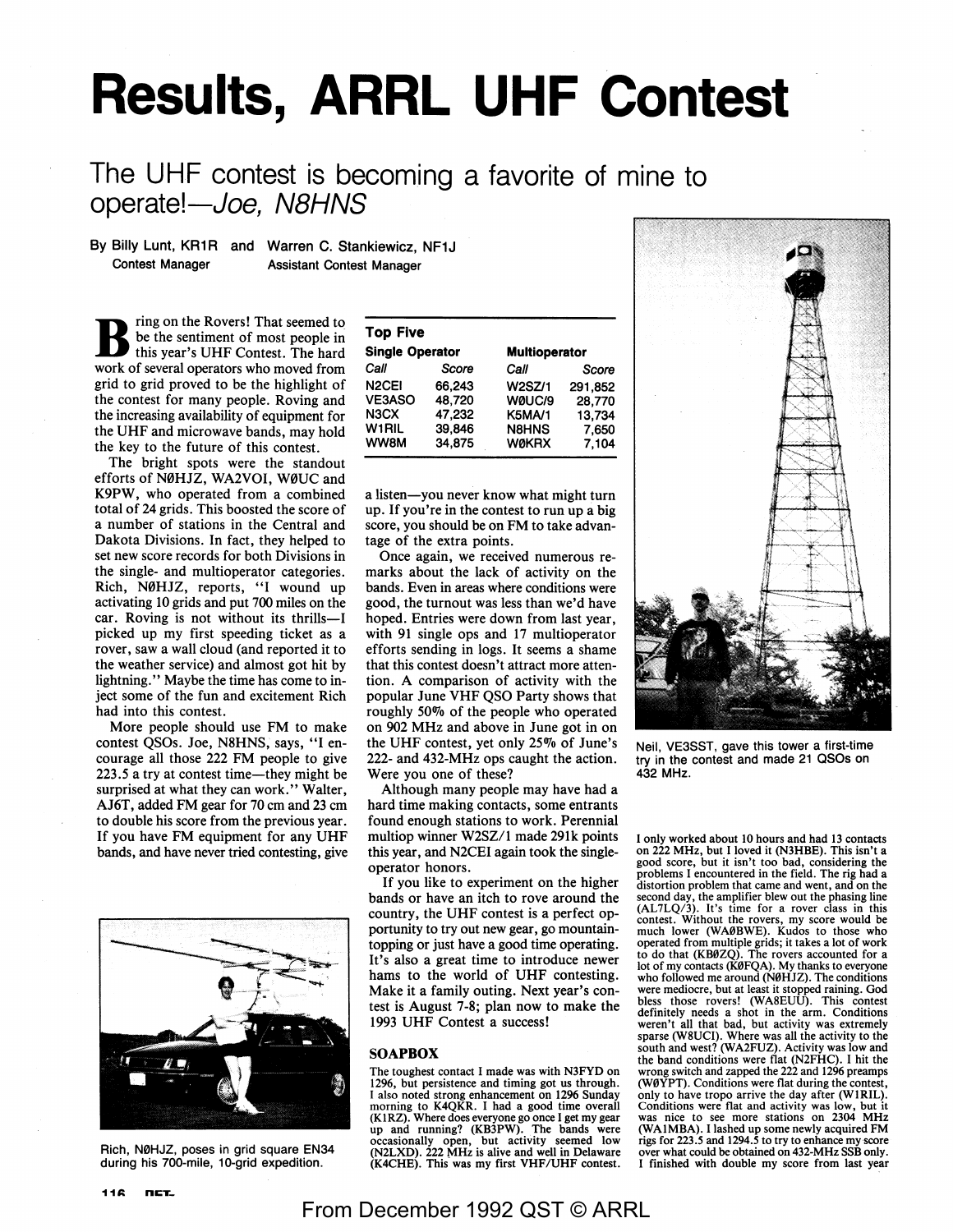# Results, ARRL UHF Contest

## The UHF contest is becoming a favorite of mine to operate!—*Joe, N8HNS*

By Billy Lunt, KR1R, Contest Manager and Warren C. Stankiewicz, NF1J, Assistant Contest Manager

Bring on the Rovers! That seemed to be the sentiment of most people in this year's UHF Contest. The hard work of several operators who moved from grid to grid proved to be the highlight of the contest for many people. Roving and the increasing availability of equipment for the UHF and microwave bands, may hold the key to the future of this contest.

The bright spots were the standout efforts of NØHJZ, WA2VOI, WØUC and K9PW, who operated from a combined total of 24 grids. This boosted the score of a number of stations in the Central and Dakota Divisions. In fact, they helped to set new score records for both Divisions in the single- and multioperator categories. Rich, NØHJZ, reports, "I wound up activating 10 grids and put 700 miles on the car. Roving is not without its thrills—I picked up my first speeding ticket as a rover, saw a wall cloud (and reported it to the weather service) and almost got hit by lightning." Maybe the time has come to inject some of the fun and excitement Rich had into this contest.

More people should use FM to make contest QSOs. Joe, N8HNS, says, "I encourage all those 222 FM people to give 223.5 a try at contest time—they might be surprised at what they can work." Walter, AJ6T, added FM gear for 70 cm and 23 cm to double his score from the previous year. If you have FM equipment for any UHF bands, and have never tried contesting, give a listen—you never know what might turn up. If you're in the contest to run up a big score, you should be on FM to take advantage of the extra points.

**Top Five**

| Single Operator | | Multioperator | |
|---|---|---|---|
| *Call* | *Score* | *Call* | *Score* |
| N2CEI | 66,243 | W2SZ/1 | 291,852 |
| VE3ASO | 48,720 | WØUC/9 | 28,770 |
| N3CX | 47,232 | K5MA/1 | 13,734 |
| W1RIL | 39,846 | N8HNS | 7,650 |
| WW8M | 34,875 | WØKRX | 7,104 |

Rich, NØHJZ, poses in grid square EN34 during his 700-mile, 10-grid expedition.

Once again, we received numerous remarks about the lack of activity on the bands. Even in areas where conditions were good, the turnout was less than we'd have hoped. Entries were down from last year, with 91 single ops and 17 multioperator efforts sending in logs. It seems a shame that this contest doesn't attract more attention. A comparison of activity with the popular June VHF QSO Party shows that roughly 50% of the people who operated on 902 MHz and above in June got in on the UHF contest, yet only 25% of June's 222- and 432-MHz ops caught the action. Were you one of these?

Although many people may have had a hard time making contacts, some entrants found enough stations to work. Perennial multiop winner W2SZ/1 made 291k points this year, and N2CEI again took the single-operator honors.

If you like to experiment on the higher bands or have an itch to rove around the country, the UHF contest is a perfect opportunity to try out new gear, go mountain-topping or just have a good time operating. It's also a great time to introduce newer hams to the world of UHF contesting. Make it a family outing. Next year's contest is August 7-8; plan now to make the 1993 UHF Contest a success!

### SOAPBOX

The toughest contact I made was with N3FYD on 1296, but persistence and timing got us through. I also noted strong enhancement on 1296 Sunday morning to K4QKR. I had a good time overall (K1RZ). Where does everyone go once I get my gear up and running? (KB3PW). The bands were occasionally open, but activity seemed low (N2LXD). 222 MHz is alive and well in Delaware (K4CHE). This was my first VHF/UHF contest. I only worked about 10 hours and had 13 contacts on 222 MHz, but I loved it (N3HBE). This isn't a good score, but it isn't too bad, considering the problems I encountered in the field. The rig had a distortion problem that came and went, and on the second day, the amplifier blew out the phasing line (AL7LQ/3). It's time for a rover class in this contest. Without the rovers, my score would be much lower (WAØBWE). Kudos to those who operated from multiple grids; it takes a lot of work to do that (KBØZQ). The rovers accounted for a lot of my contacts (KØFQA). My thanks to everyone who followed me around (NØHJZ). The conditions were mediocre, but at least it stopped raining. God bless those rovers! (WA8EUU). This contest definitely needs a shot in the arm. Conditions weren't all that bad, but activity was extremely sparse (W8UCI). Where was all the activity to the south and west? (WA2FUZ). Activity was low and the band conditions were flat (N2FHC). I hit the wrong switch and zapped the 222 and 1296 preamps (WØYPT). Conditions were flat during the contest, only to have tropo arrive the day after (W1RIL). Conditions were flat and activity was low, but it was nice to see more stations on 2304 MHz (WA1MBA). I lashed up some newly acquired FM rigs for 223.5 and 1294.5 to try to enhance my score over what could be obtained on 432-MHz SSB only. I finished with double my score from last year

Neil, VE3SST, gave this tower a first-time try in the contest and made 21 QSOs on 432 MHz.

From December 1992 QST © ARRL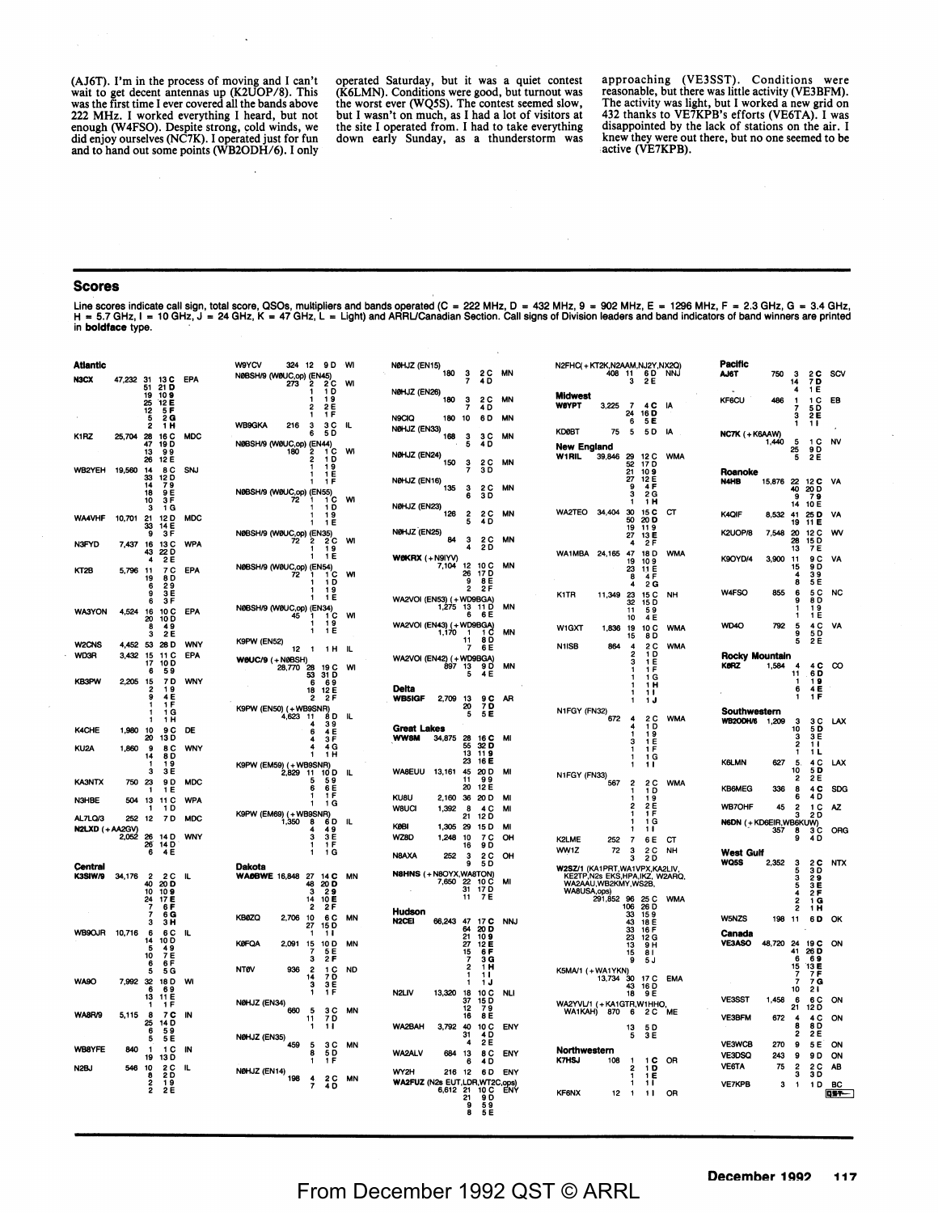(AJ6T). I'm in the process of moving and I can't wait to get decent antennas up (K2UOP/8). This was the first time I ever covered all the bands above 222 MHz. I worked everything I heard, but not enough (W4FSO). Despite strong, cold winds, we did enjoy ourselves (NC7K). I operated just for fun and to hand out some points (WB2ODH/6). I only operated Saturday, but it was a quiet contest (K6LMN). Conditions were good, but turnout was the worst ever (WQ5S). The contest seemed slow, but I wasn't on much, as I had a lot of visitors at the site I operated from. I had to take everything down early Sunday, as a thunderstorm was approaching (VE3SST). Conditions were reasonable, but there was little activity (VE3BFM). The activity was light, but I worked a new grid on 432 thanks to VE7KPB's efforts (VE6TA). I was disappointed by the lack of stations on the air. I knew they were out there, but no one seemed to be active (VE7KPB).

## Scores

Line scores indicate call sign, total score, QSOs, multipliers and bands operated (C = 222 MHz, D = 432 MHz, 9 = 902 MHz, E = 1296 MHz, F = 2.3 GHz, G = 3.4 GHz, H = 5.7 GHz, I = 10 GHz, J = 24 GHz, K = 47 GHz, L = Light) and ARRL/Canadian Section. Call signs of Division leaders and band indicators of band winners are printed in **boldface** type.

### Atlantic

**N3CX** 47,232 31 13 **C** EPA
51 21 **D**
19 10 **9**
25 12 **E**
12 5 **F**
5 2 **G**
2 1 **H**

K1RZ 25,704 28 16 C MDC
47 19 D
13 9 9
26 12 E

WB2YEH 19,560 14 8 C SNJ
33 12 D
14 7 9
18 9 E
10 3 F
3 1 G

WA4VHF 10,701 21 12 D MDC
33 14 E
9 3 F

N3FYD 7,437 16 13 C WPA
43 22 D
4 2 E

KT2B 5,796 11 7 C EPA
19 8 D
6 2 9
9 3 E
6 3 F

WA3YON 4,524 16 10 C EPA
20 10 D
8 4 9
3 2 E

W2CNS 4,452 53 28 D WNY

WD3R 3,432 15 11 C EPA
17 10 D
6 5 9

KB3PW 2,205 15 7 D WNY
2 1 9
9 4 E
1 1 F
1 1 G
1 1 H

K4CHE 1,980 10 9 C DE
20 13 D

KU2A 1,860 9 8 C WNY
14 8 D
1 1 9
3 3 E

KA3NTX 750 23 9 D MDC

N3HBE 504 13 11 C WPA
1 1 D

AL7LQ/3 252 12 7 D MDC

**N2LXD** (+AA2GV) 2,052 26 14 D WNY
26 14 D
6 4 E

### Central

**K3SIW/9** 34,176 2 2 C IL
40 20 D
10 10 9
24 17 E
7 6 F
7 6 **G**
3 3 H

WB9OJR 10,716 6 6 C IL
14 10 D
5 4 9
10 7 E
6 6 F
5 5 G

WA9O 7,992 32 18 D WI
6 6 9
13 11 E
1 1 F

WA8R/9 5,115 8 7 **C** IN
25 14 D
6 5 9
5 5 E

WB8YFE 840 1 1 C IN
19 13 D

N2BJ 546 10 2 C IL
8 2 D
2 1 9
2 2 E

W9YCV 324 12 9 D WI

NØBSH/9 (WØUC,op) (EN45) 273 2 2 C WI
1 1 D
1 1 9
2 2 E
1 1 F

WB9GKA 216 3 3 C IL
6 5 D

NØBSH/9 (WØUC,op) (EN44) 180 2 1 C WI
2 1 D
1 1 9
1 1 E
1 1 F

NØBSH/9 (WØUC,op) (EN55) 72 1 1 C WI
1 1 D
1 1 9
1 1 E

NØBSH/9 (WØUC,op) (EN35) 72 2 2 C WI
1 1 9
1 1 E

NØBSH/9 (WØUC,op) (EN54) 72 1 1 C WI
1 1 D
1 1 9
1 1 E

NØBSH/9 (WØUC,op) (EN34) 45 1 1 C WI
1 1 9
1 1 E

K9PW (EN52) 12 1 1 H IL

**WØUC/9** (+NØBSH) 28,770 28 19 C WI
53 31 D
6 6 9
18 12 E
2 2 F

K9PW (EN50) (+WB9SNR) 4,623 11 8 D IL
4 3 9
6 4 E
4 3 F
4 4 G
1 1 H

K9PW (EM59) (+WB9SNR) 2,829 11 10 D IL
5 5 9
6 6 E
1 1 F
1 1 G

K9PW (EM69) (+WB9SNR) 1,350 8 6 D IL
4 4 9
3 3 E
1 1 F
1 1 G

### Dakota

**WAØBWE** 16,848 27 14 **C** MN
48 20 **D**
3 2 **9**
14 10 **E**
2 2 **F**

KBØZQ 2,706 10 6 C MN
27 15 D
1 1 I

KØFQA 2,091 15 10 D MN
7 5 E
3 2 F

NTØV 936 2 1 C ND
14 7 D
3 3 E
1 1 F

NØHJZ (EN34) 660 5 3 C MN
11 7 D
1 1 I

NØHJZ (EN35) 459 5 3 C MN
8 5 D
1 1 F

NØHJZ (EN14) 198 4 2 C MN
7 4 D

NØHJZ (EN15) 180 3 2 C MN
7 4 D

NØHJZ (EN26) 180 3 2 C MN
7 4 D

N9CIQ 180 10 6 D MN

NØHJZ (EN33) 168 3 3 C MN
5 4 D

NØHJZ (EN24) 150 3 2 C MN
7 3 D

NØHJZ (EN16) 135 3 2 C MN
6 3 D

NØHJZ (EN23) 126 2 2 C MN
5 4 D

NØHJZ (EN25) 84 3 2 C MN
4 2 D

**WØKRX** (+N9IYV) 7,104 12 10 C MN
26 17 D
9 8 E
2 2 F

WA2VOI (EN53) (+WD9BGA) 1,275 13 11 D MN
6 6 E

WA2VOI (EN43) (+WD9BGA) 1,170 1 1 C MN
11 8 D
7 6 E

WA2VOI (EN42) (+WD9BGA) 897 13 9 D MN
5 4 E

### Delta

**WB5IGF** 2,709 13 **9 C** AR
20 **7 D**
7 5 **E**

### Great Lakes

**WW8M** 34,875 28 16 **C** MI
55 32 **D**
13 11 **9**
23 16 **E**

WA8EUU 13,161 45 20 D MI
11 9 9
20 12 E

KU8U 2,160 36 20 D MI

W8UCI 1,392 8 4 C MI
21 12 D

KØBI 1,305 29 15 D MI

WZ8D 1,248 10 7 C OH
16 9 D

N8AXA 252 3 2 C OH
9 5 D

**N8HNS** (+N8OYX,WA8TON) 7,650 22 10 C MI
31 17 D
11 7 E

### Hudson

**N2CEI** 66,243 47 17 **C** NNJ
64 20 **D**
21 10 9
27 12 E
15 6 **F**
7 3 **G**
2 1 H
1 1 I
1 1 J

N2LIV 13,320 18 10 C NLI
37 15 D
12 7 9
16 8 E

WA2BAH 3,792 40 10 C ENY
31 4 D
4 2 E

WA2ALV 684 13 8 C ENY
6 4 D

WY2H 216 12 6 D ENY

**WA2FUZ** (N2s EUT,LDR,WT2C,ops) 6,612 21 10 C ENY
21 9 D
9 5 9
8 5 E

N2FHC(+KT2K,N2AAM,NJ2Y,NX2Q) 408 11 6 D NNJ
3 2 E

### Midwest

**WØYPT** 3,225 7 4 **C** IA
24 16 **D**
6 5 E

KDØBT 75 5 5 D IA

### New England

**W1RIL** 39,846 29 12 C WMA
52 17 D
21 10 9
27 12 E
9 4 F
3 2 G
2 1 H

WA2TEO 34,404 30 15 C CT
50 20 D
19 11 9
27 13 E
4 2 F

WA1MBA 24,165 47 18 D WMA
19 10 9
23 11 E
8 4 F
4 2 G

K1TR 11,349 23 15 C NH
32 15 D
11 5 9
10 4 E

W1GXT 1,836 19 10 C WMA
15 8 D

N1ISB 864 4 2 C WMA
2 1 D
3 1 E
1 1 F
1 1 G
1 1 H
1 1 I
1 1 J

N1FGY (FN32) 672 4 2 C WMA
4 1 D
1 1 9
3 1 E
1 1 F
1 1 G
1 1 I

N1FGY (FN33) 567 2 2 C WMA
1 1 D
1 1 9
2 2 E
1 1 F
1 1 G
1 1 I

K2LME 252 7 6 E CT

WW1Z 72 3 2 C NH
3 2 D

**W2SZ/1** (KA1PRT,WA1VPX,KA2LIV, KE2TP,N2s EKS,HPA,IKZ, W2ARQ, WA2AAU,WB2KMY,WS2B, WA8USA,ops) 291,852 96 25 C WMA
106 26 D
33 15 9
43 18 E
33 16 F
23 12 G
13 9 H
15 8 I
9 5 J

K5MA/1 (+WA1YKN) 13,734 30 17 C EMA
43 16 D
18 9 E

WA2YVL/1 (+KA1GTR,W1HHO, WA1KAH) 870 6 2 C ME
13 5 D
5 3 E

### Northwestern

**K7HSJ** 108 1 1 C OR
2 1 D
1 1 E
1 1 I

KF6NX 12 1 1 I OR

### Pacific

**AJ6T** 750 3 2 **C** SCV
14 7 **D**
4 1 E

KF6CU 486 1 1 C EB
7 5 D
3 2 E
1 1 I

**NC7K** (+K6AAW) 1,440 5 1 C NV
25 9 D
5 2 E

### Roanoke

**N4HB** 15,876 22 12 **C** VA
40 20 **D**
9 7 9
14 10 E

K4QIF 8,532 41 25 **D** VA
19 11 **E**

K2UOP/8 7,548 20 12 C WV
28 15 D
13 7 E

K9OYD/4 3,900 11 9 C VA
15 9 D
4 3 9
8 5 E

W4FSO 855 6 5 C NC
9 8 D
1 1 9
1 1 E

WD4O 792 5 4 C VA
9 5 D
5 2 E

### Rocky Mountain

**KØRZ** 1,584 4 4 **C** CO
11 6 **D**
1 1 **9**
6 4 **E**
1 1 **F**

### Southwestern

**WB2ODH/6** 1,209 3 3 **C** LAX
10 5 **D**
3 3 **E**
2 1 **I**
1 1 **L**

K6LMN 627 5 4 C LAX
10 5 D
2 2 E

KB6MEG 336 8 4 **C** SDG
6 4 D

WB7OHF 45 2 1 C AZ
3 2 D

**N6DN** (+KD6EIR,WB6KUW) 357 8 3 C ORG
9 4 D

### West Gulf

**WQ5S** 2,352 3 2 **C** NTX
5 3 **D**
3 2 **9**
5 3 **E**
4 2 **F**
2 1 **G**
2 1 **H**

W5NZS 198 11 6 D OK

### Canada

**VE3ASO** 48,720 24 19 **C** ON
41 26 **D**
6 6 **9**
15 13 **E**
7 7 **F**
7 7 **G**
10 2 **I**

VE3SST 1,456 6 6 C ON
21 12 D

VE3BFM 672 4 4 C ON
8 8 D
2 2 E

VE3WCB 270 9 5 E ON

VE3DSQ 243 9 9 D ON

VE6TA 75 2 2 C AB
3 3 D

VE7KPB 3 1 1 D BC

From December 1992 QST © ARRL